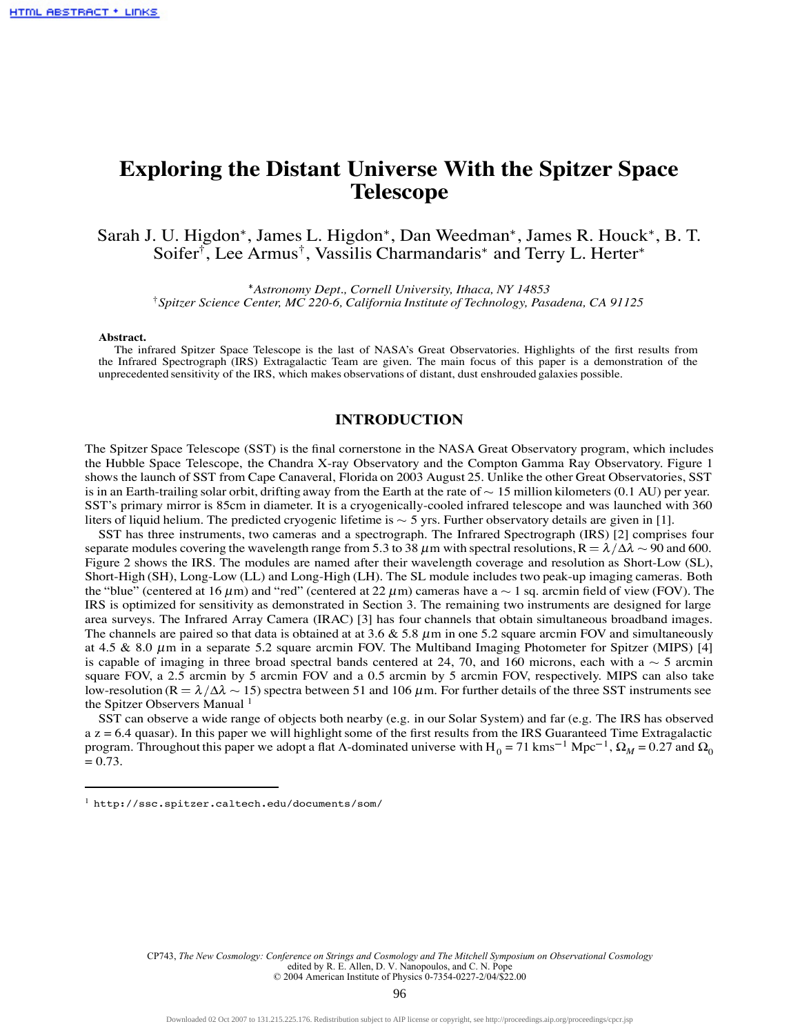# Exploring the Distant Universe With the Spitzer Space Telescope

Sarah J. U. Higdon*, James L. Higdon*, Dan Weedman*, James R. Houck*, B. T. Soifer†, Lee Armus†, Vassilis Charmandaris* and Terry L. Herter*

*Astronomy Dept., Cornell University, Ithaca, NY 14853*
†*Spitzer Science Center, MC 220-6, California Institute of Technology, Pasadena, CA 91125*

**Abstract.** The infrared Spitzer Space Telescope is the last of NASA's Great Observatories. Highlights of the first results from the Infrared Spectrograph (IRS) Extragalactic Team are given. The main focus of this paper is a demonstration of the unprecedented sensitivity of the IRS, which makes observations of distant, dust enshrouded galaxies possible.

## INTRODUCTION

The Spitzer Space Telescope (SST) is the final cornerstone in the NASA Great Observatory program, which includes the Hubble Space Telescope, the Chandra X-ray Observatory and the Compton Gamma Ray Observatory. Figure 1 shows the launch of SST from Cape Canaveral, Florida on 2003 August 25. Unlike the other Great Observatories, SST is in an Earth-trailing solar orbit, drifting away from the Earth at the rate of ~ 15 million kilometers (0.1 AU) per year. SST's primary mirror is 85cm in diameter. It is a cryogenically-cooled infrared telescope and was launched with 360 liters of liquid helium. The predicted cryogenic lifetime is ~ 5 yrs. Further observatory details are given in [1].

SST has three instruments, two cameras and a spectrograph. The Infrared Spectrograph (IRS) [2] comprises four separate modules covering the wavelength range from 5.3 to 38 $\mu$m with spectral resolutions, $R = \lambda/\Delta\lambda \sim 90$ and 600. Figure 2 shows the IRS. The modules are named after their wavelength coverage and resolution as Short-Low (SL), Short-High (SH), Long-Low (LL) and Long-High (LH). The SL module includes two peak-up imaging cameras. Both the "blue" (centered at 16 $\mu$m) and "red" (centered at 22 $\mu$m) cameras have a ~ 1 sq. arcmin field of view (FOV). The IRS is optimized for sensitivity as demonstrated in Section 3. The remaining two instruments are designed for large area surveys. The Infrared Array Camera (IRAC) [3] has four channels that obtain simultaneous broadband images. The channels are paired so that data is obtained at at 3.6 & 5.8 $\mu$m in one 5.2 square arcmin FOV and simultaneously at 4.5 & 8.0 $\mu$m in a separate 5.2 square arcmin FOV. The Multiband Imaging Photometer for Spitzer (MIPS) [4] is capable of imaging in three broad spectral bands centered at 24, 70, and 160 microns, each with a ~ 5 arcmin square FOV, a 2.5 arcmin by 5 arcmin FOV and a 0.5 arcmin by 5 arcmin FOV, respectively. MIPS can also take low-resolution ($R = \lambda/\Delta\lambda \sim 15$) spectra between 51 and 106 $\mu$m. For further details of the three SST instruments see the Spitzer Observers Manual [1]

SST can observe a wide range of objects both nearby (e.g. in our Solar System) and far (e.g. The IRS has observed a z = 6.4 quasar). In this paper we will highlight some of the first results from the IRS Guaranteed Time Extragalactic program. Throughout this paper we adopt a flat Λ-dominated universe with $H_0$ = 71 kms$^{-1}$ Mpc$^{-1}$, $\Omega_M$ = 0.27 and $\Omega_0$ = 0.73.

[1] http://ssc.spitzer.caltech.edu/documents/som/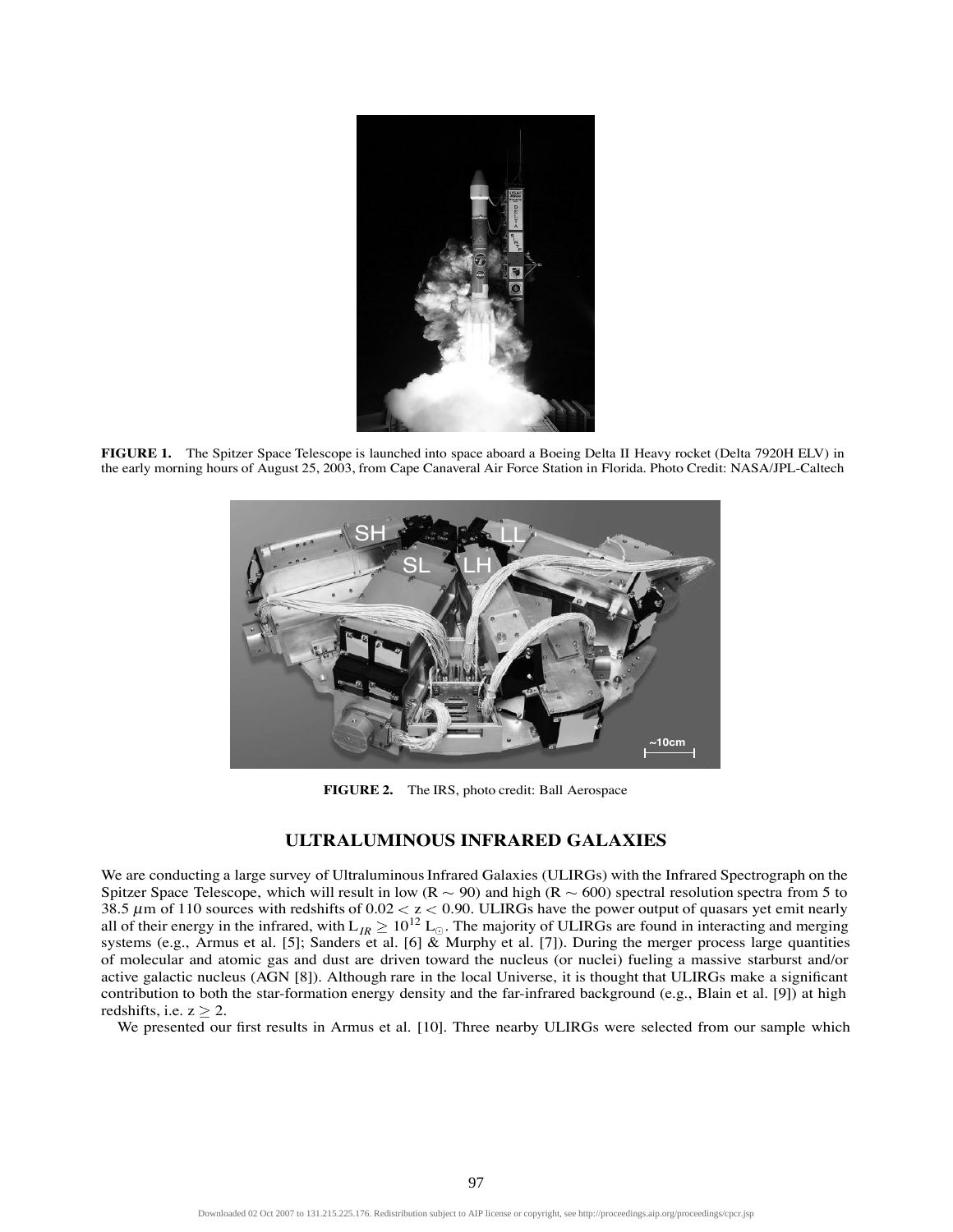**FIGURE 1.** The Spitzer Space Telescope is launched into space aboard a Boeing Delta II Heavy rocket (Delta 7920H ELV) in the early morning hours of August 25, 2003, from Cape Canaveral Air Force Station in Florida. Photo Credit: NASA/JPL-Caltech

**FIGURE 2.** The IRS, photo credit: Ball Aerospace

## ULTRALUMINOUS INFRARED GALAXIES

We are conducting a large survey of Ultraluminous Infrared Galaxies (ULIRGs) with the Infrared Spectrograph on the Spitzer Space Telescope, which will result in low ($R \sim 90$) and high ($R \sim 600$) spectral resolution spectra from 5 to 38.5 $\mu$m of 110 sources with redshifts of $0.02 < z < 0.90$. ULIRGs have the power output of quasars yet emit nearly all of their energy in the infrared, with $L_{IR} \geq 10^{12}\ L_{\odot}$. The majority of ULIRGs are found in interacting and merging systems (e.g., Armus et al. [5]; Sanders et al. [6] & Murphy et al. [7]). During the merger process large quantities of molecular and atomic gas and dust are driven toward the nucleus (or nuclei) fueling a massive starburst and/or active galactic nucleus (AGN [8]). Although rare in the local Universe, it is thought that ULIRGs make a significant contribution to both the star-formation energy density and the far-infrared background (e.g., Blain et al. [9]) at high redshifts, i.e. $z \geq 2$.

We presented our first results in Armus et al. [10]. Three nearby ULIRGs were selected from our sample which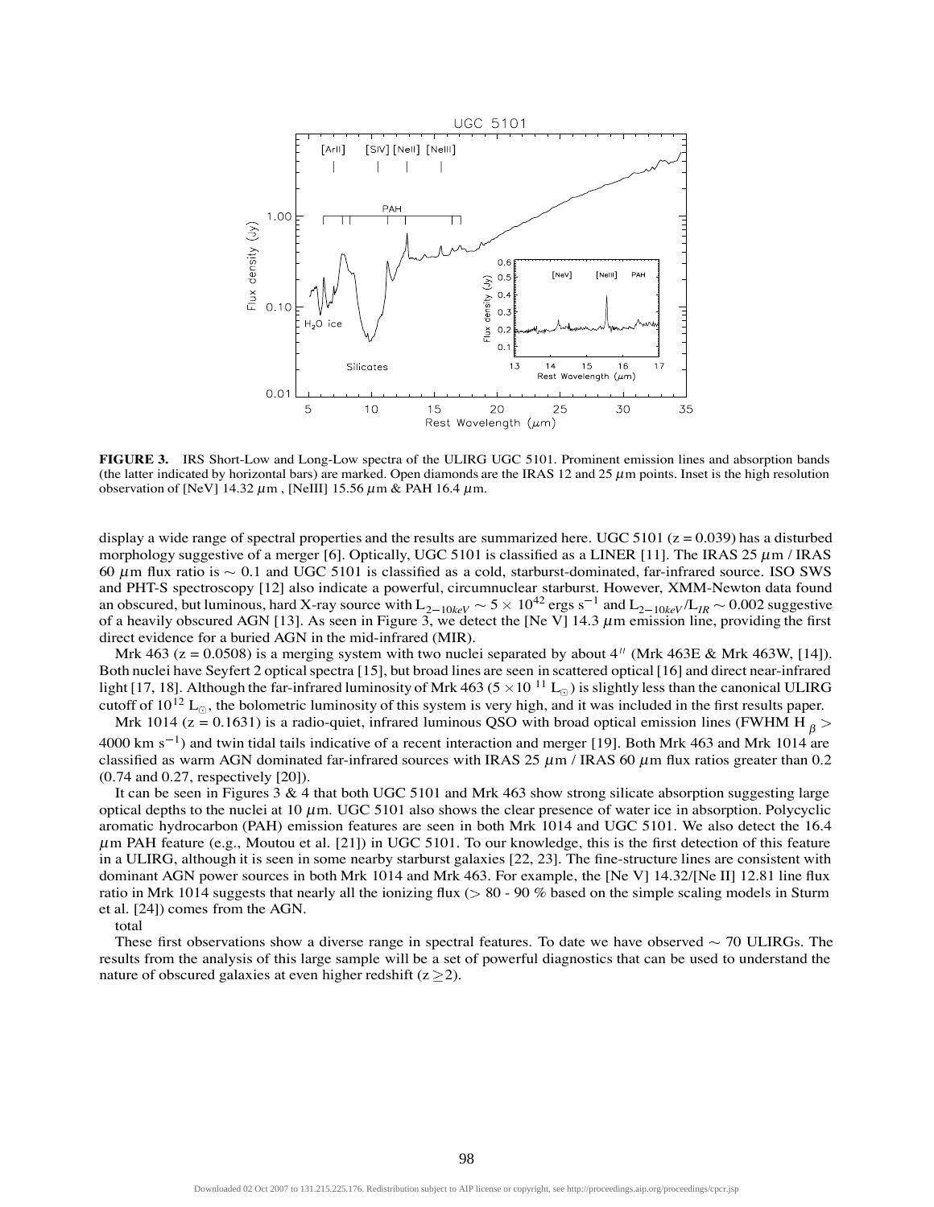**FIGURE 3.** IRS Short-Low and Long-Low spectra of the ULIRG UGC 5101. Prominent emission lines and absorption bands (the latter indicated by horizontal bars) are marked. Open diamonds are the IRAS 12 and 25 $\mu$m points. Inset is the high resolution observation of [NeV] 14.32 $\mu$m , [NeIII] 15.56 $\mu$m & PAH 16.4 $\mu$m.

display a wide range of spectral properties and the results are summarized here. UGC 5101 (z = 0.039) has a disturbed morphology suggestive of a merger [6]. Optically, UGC 5101 is classified as a LINER [11]. The IRAS 25 $\mu$m / IRAS 60 $\mu$m flux ratio is $\sim 0.1$ and UGC 5101 is classified as a cold, starburst-dominated, far-infrared source. ISO SWS and PHT-S spectroscopy [12] also indicate a powerful, circumnuclear starburst. However, XMM-Newton data found an obscured, but luminous, hard X-ray source with $L_{2-10keV} \sim 5 \times 10^{42}$ ergs s$^{-1}$ and $L_{2-10keV}/L_{IR} \sim 0.002$ suggestive of a heavily obscured AGN [13]. As seen in Figure 3, we detect the [Ne V] 14.3 $\mu$m emission line, providing the first direct evidence for a buried AGN in the mid-infrared (MIR).

Mrk 463 (z = 0.0508) is a merging system with two nuclei separated by about 4$''$ (Mrk 463E & Mrk 463W, [14]). Both nuclei have Seyfert 2 optical spectra [15], but broad lines are seen in scattered optical [16] and direct near-infrared light [17, 18]. Although the far-infrared luminosity of Mrk 463 ($5 \times 10^{11}$ $L_\odot$) is slightly less than the canonical ULIRG cutoff of $10^{12}$ $L_\odot$, the bolometric luminosity of this system is very high, and it was included in the first results paper.

Mrk 1014 (z = 0.1631) is a radio-quiet, infrared luminous QSO with broad optical emission lines (FWHM H$_\beta >$ 4000 km s$^{-1}$) and twin tidal tails indicative of a recent interaction and merger [19]. Both Mrk 463 and Mrk 1014 are classified as warm AGN dominated far-infrared sources with IRAS 25 $\mu$m / IRAS 60 $\mu$m flux ratios greater than 0.2 (0.74 and 0.27, respectively [20]).

It can be seen in Figures 3 & 4 that both UGC 5101 and Mrk 463 show strong silicate absorption suggesting large optical depths to the nuclei at 10 $\mu$m. UGC 5101 also shows the clear presence of water ice in absorption. Polycyclic aromatic hydrocarbon (PAH) emission features are seen in both Mrk 1014 and UGC 5101. We also detect the 16.4 $\mu$m PAH feature (e.g., Moutou et al. [21]) in UGC 5101. To our knowledge, this is the first detection of this feature in a ULIRG, although it is seen in some nearby starburst galaxies [22, 23]. The fine-structure lines are consistent with dominant AGN power sources in both Mrk 1014 and Mrk 463. For example, the [Ne V] 14.32/[Ne II] 12.81 line flux ratio in Mrk 1014 suggests that nearly all the ionizing flux ($>$ 80 - 90 % based on the simple scaling models in Sturm et al. [24]) comes from the AGN.

total

These first observations show a diverse range in spectral features. To date we have observed $\sim$ 70 ULIRGs. The results from the analysis of this large sample will be a set of powerful diagnostics that can be used to understand the nature of obscured galaxies at even higher redshift ($z \geq 2$).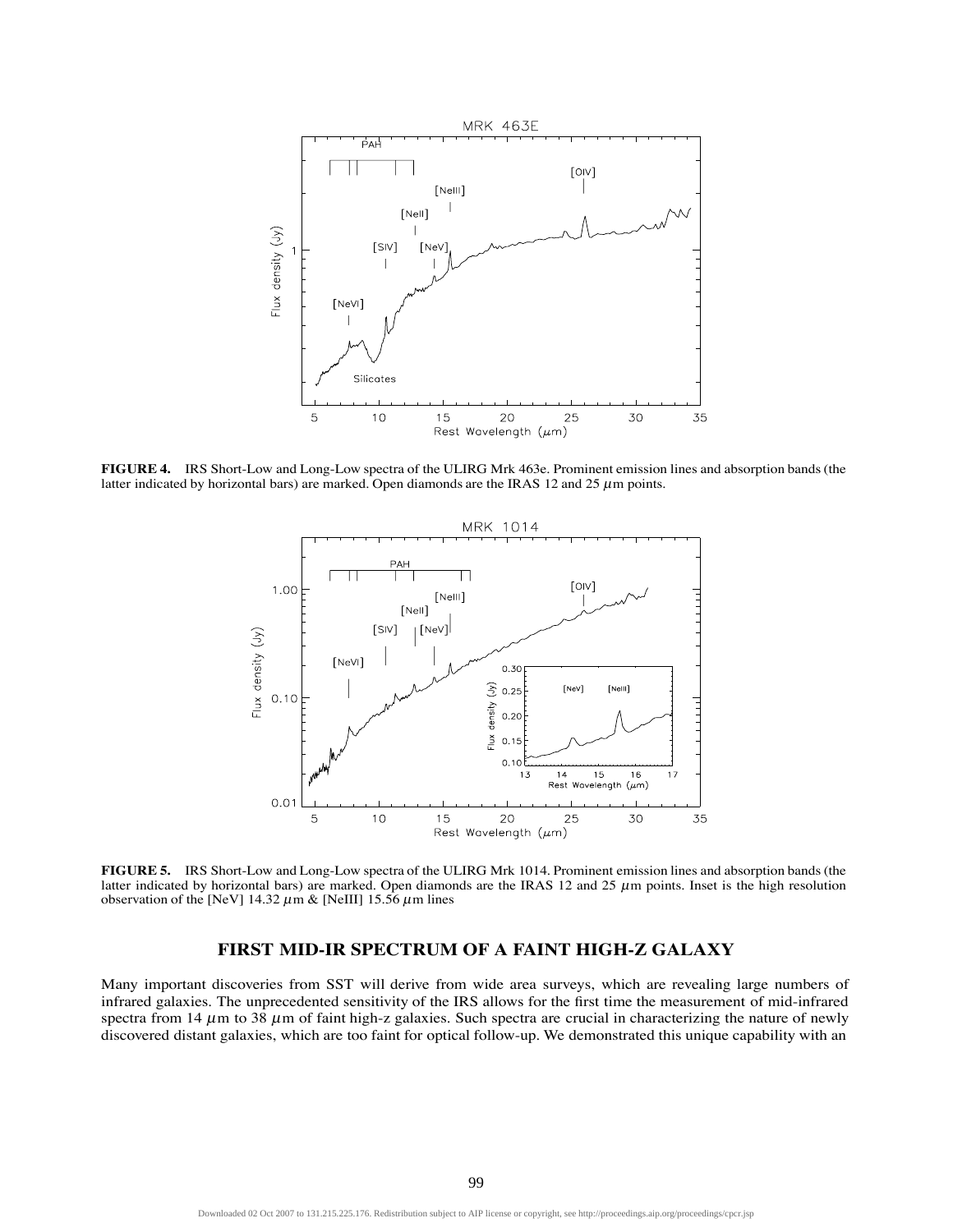**FIGURE 4.** IRS Short-Low and Long-Low spectra of the ULIRG Mrk 463e. Prominent emission lines and absorption bands (the latter indicated by horizontal bars) are marked. Open diamonds are the IRAS 12 and 25 $\mu$m points.

**FIGURE 5.** IRS Short-Low and Long-Low spectra of the ULIRG Mrk 1014. Prominent emission lines and absorption bands (the latter indicated by horizontal bars) are marked. Open diamonds are the IRAS 12 and 25 $\mu$m points. Inset is the high resolution observation of the [NeV] 14.32 $\mu$m & [NeIII] 15.56 $\mu$m lines

## FIRST MID-IR SPECTRUM OF A FAINT HIGH-Z GALAXY

Many important discoveries from SST will derive from wide area surveys, which are revealing large numbers of infrared galaxies. The unprecedented sensitivity of the IRS allows for the first time the measurement of mid-infrared spectra from 14 $\mu$m to 38 $\mu$m of faint high-z galaxies. Such spectra are crucial in characterizing the nature of newly discovered distant galaxies, which are too faint for optical follow-up. We demonstrated this unique capability with an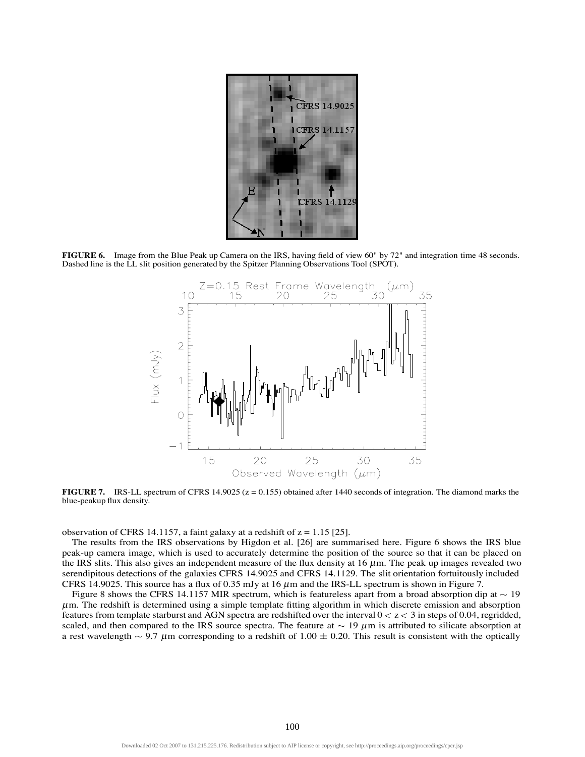**FIGURE 6.** Image from the Blue Peak up Camera on the IRS, having field of view 60" by 72" and integration time 48 seconds. Dashed line is the LL slit position generated by the Spitzer Planning Observations Tool (SPOT).

**FIGURE 7.** IRS-LL spectrum of CFRS 14.9025 (z = 0.155) obtained after 1440 seconds of integration. The diamond marks the blue-peakup flux density.

observation of CFRS 14.1157, a faint galaxy at a redshift of z = 1.15 [25].

The results from the IRS observations by Higdon et al. [26] are summarised here. Figure 6 shows the IRS blue peak-up camera image, which is used to accurately determine the position of the source so that it can be placed on the IRS slits. This also gives an independent measure of the flux density at 16 $\mu$m. The peak up images revealed two serendipitous detections of the galaxies CFRS 14.9025 and CFRS 14.1129. The slit orientation fortuitously included CFRS 14.9025. This source has a flux of 0.35 mJy at 16 $\mu$m and the IRS-LL spectrum is shown in Figure 7.

Figure 8 shows the CFRS 14.1157 MIR spectrum, which is featureless apart from a broad absorption dip at $\sim$ 19 $\mu$m. The redshift is determined using a simple template fitting algorithm in which discrete emission and absorption features from template starburst and AGN spectra are redshifted over the interval $0 < z < 3$ in steps of 0.04, regridded, scaled, and then compared to the IRS source spectra. The feature at $\sim$ 19 $\mu$m is attributed to silicate absorption at a rest wavelength $\sim$ 9.7 $\mu$m corresponding to a redshift of $1.00 \pm 0.20$. This result is consistent with the optically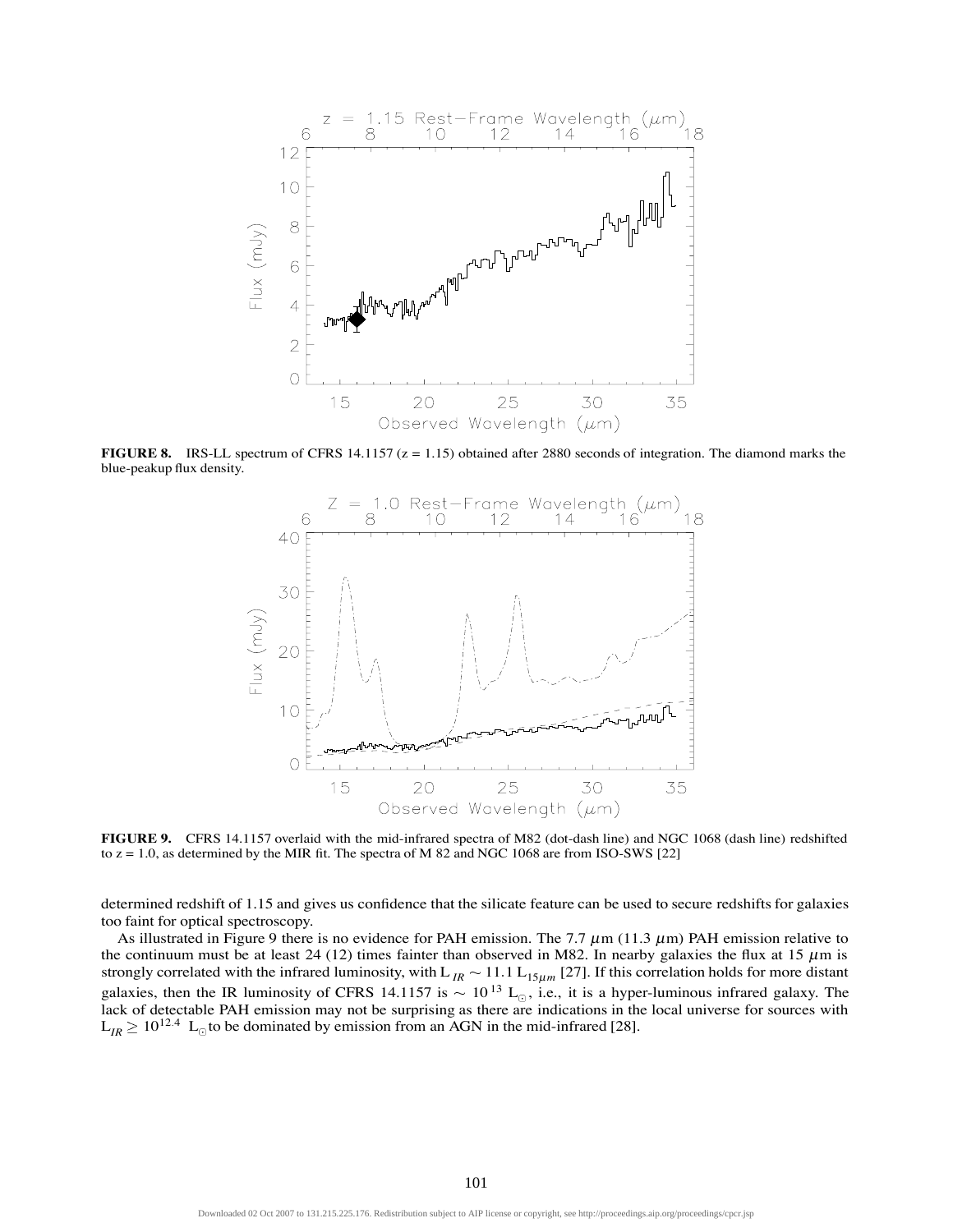**FIGURE 8.** IRS-LL spectrum of CFRS 14.1157 (z = 1.15) obtained after 2880 seconds of integration. The diamond marks the blue-peakup flux density.

**FIGURE 9.** CFRS 14.1157 overlaid with the mid-infrared spectra of M82 (dot-dash line) and NGC 1068 (dash line) redshifted to z = 1.0, as determined by the MIR fit. The spectra of M 82 and NGC 1068 are from ISO-SWS [22]

determined redshift of 1.15 and gives us confidence that the silicate feature can be used to secure redshifts for galaxies too faint for optical spectroscopy.

As illustrated in Figure 9 there is no evidence for PAH emission. The 7.7 $\mu$m (11.3 $\mu$m) PAH emission relative to the continuum must be at least 24 (12) times fainter than observed in M82. In nearby galaxies the flux at 15 $\mu$m is strongly correlated with the infrared luminosity, with $L_{IR} \sim 11.1\ L_{15\mu m}$ [27]. If this correlation holds for more distant galaxies, then the IR luminosity of CFRS 14.1157 is $\sim 10^{13}\ L_{\odot}$, i.e., it is a hyper-luminous infrared galaxy. The lack of detectable PAH emission may not be surprising as there are indications in the local universe for sources with $L_{IR} \geq 10^{12.4}\ L_{\odot}$ to be dominated by emission from an AGN in the mid-infrared [28].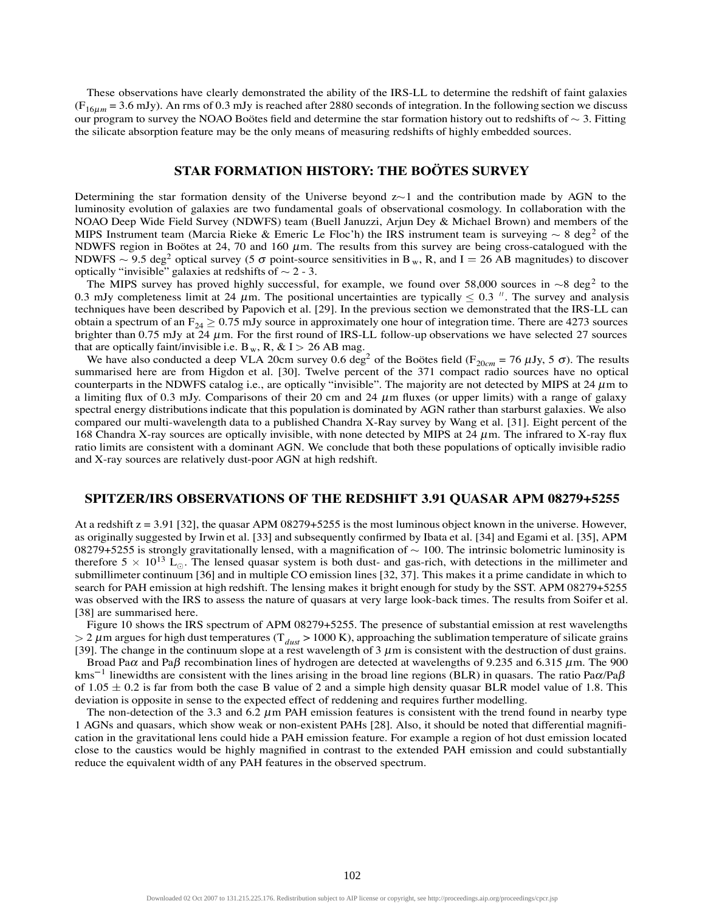These observations have clearly demonstrated the ability of the IRS-LL to determine the redshift of faint galaxies ($F_{16\mu m}$ = 3.6 mJy). An rms of 0.3 mJy is reached after 2880 seconds of integration. In the following section we discuss our program to survey the NOAO Boötes field and determine the star formation history out to redshifts of $\sim$ 3. Fitting the silicate absorption feature may be the only means of measuring redshifts of highly embedded sources.

## STAR FORMATION HISTORY: THE BOÖTES SURVEY

Determining the star formation density of the Universe beyond z$\sim$1 and the contribution made by AGN to the luminosity evolution of galaxies are two fundamental goals of observational cosmology. In collaboration with the NOAO Deep Wide Field Survey (NDWFS) team (Buell Januzzi, Arjun Dey & Michael Brown) and members of the MIPS Instrument team (Marcia Rieke & Emeric Le Floc'h) the IRS instrument team is surveying $\sim$ 8 deg$^2$ of the NDWFS region in Boötes at 24, 70 and 160 $\mu$m. The results from this survey are being cross-catalogued with the NDWFS $\sim$ 9.5 deg$^2$ optical survey (5 $\sigma$ point-source sensitivities in $B_w$, R, and I = 26 AB magnitudes) to discover optically "invisible" galaxies at redshifts of $\sim$ 2 - 3.

The MIPS survey has proved highly successful, for example, we found over 58,000 sources in $\sim$8 deg$^2$ to the 0.3 mJy completeness limit at 24 $\mu$m. The positional uncertainties are typically $\leq$ 0.3 $''$. The survey and analysis techniques have been described by Papovich et al. [29]. In the previous section we demonstrated that the IRS-LL can obtain a spectrum of an $F_{24} \geq 0.75$ mJy source in approximately one hour of integration time. There are 4273 sources brighter than 0.75 mJy at 24 $\mu$m. For the first round of IRS-LL follow-up observations we have selected 27 sources that are optically faint/invisible i.e. $B_w$, R, & I > 26 AB mag.

We have also conducted a deep VLA 20cm survey 0.6 deg$^2$ of the Boötes field ($F_{20cm}$ = 76 $\mu$Jy, 5 $\sigma$). The results summarised here are from Higdon et al. [30]. Twelve percent of the 371 compact radio sources have no optical counterparts in the NDWFS catalog i.e., are optically "invisible". The majority are not detected by MIPS at 24 $\mu$m to a limiting flux of 0.3 mJy. Comparisons of their 20 cm and 24 $\mu$m fluxes (or upper limits) with a range of galaxy spectral energy distributions indicate that this population is dominated by AGN rather than starburst galaxies. We also compared our multi-wavelength data to a published Chandra X-Ray survey by Wang et al. [31]. Eight percent of the 168 Chandra X-ray sources are optically invisible, with none detected by MIPS at 24 $\mu$m. The infrared to X-ray flux ratio limits are consistent with a dominant AGN. We conclude that both these populations of optically invisible radio and X-ray sources are relatively dust-poor AGN at high redshift.

## SPITZER/IRS OBSERVATIONS OF THE REDSHIFT 3.91 QUASAR APM 08279+5255

At a redshift z = 3.91 [32], the quasar APM 08279+5255 is the most luminous object known in the universe. However, as originally suggested by Irwin et al. [33] and subsequently confirmed by Ibata et al. [34] and Egami et al. [35], APM 08279+5255 is strongly gravitationally lensed, with a magnification of $\sim$ 100. The intrinsic bolometric luminosity is therefore $5 \times 10^{13}$ $L_\odot$. The lensed quasar system is both dust- and gas-rich, with detections in the millimeter and submillimeter continuum [36] and in multiple CO emission lines [32, 37]. This makes it a prime candidate in which to search for PAH emission at high redshift. The lensing makes it bright enough for study by the SST. APM 08279+5255 was observed with the IRS to assess the nature of quasars at very large look-back times. The results from Soifer et al. [38] are summarised here.

Figure 10 shows the IRS spectrum of APM 08279+5255. The presence of substantial emission at rest wavelengths > 2 $\mu$m argues for high dust temperatures ($T_{dust}$ > 1000 K), approaching the sublimation temperature of silicate grains [39]. The change in the continuum slope at a rest wavelength of 3 $\mu$m is consistent with the destruction of dust grains.

Broad Pa$\alpha$ and Pa$\beta$ recombination lines of hydrogen are detected at wavelengths of 9.235 and 6.315 $\mu$m. The 900 kms$^{-1}$ linewidths are consistent with the lines arising in the broad line regions (BLR) in quasars. The ratio Pa$\alpha$/Pa$\beta$ of 1.05 $\pm$ 0.2 is far from both the case B value of 2 and a simple high density quasar BLR model value of 1.8. This deviation is opposite in sense to the expected effect of reddening and requires further modelling.

The non-detection of the 3.3 and 6.2 $\mu$m PAH emission features is consistent with the trend found in nearby type 1 AGNs and quasars, which show weak or non-existent PAHs [28]. Also, it should be noted that differential magnification in the gravitational lens could hide a PAH emission feature. For example a region of hot dust emission located close to the caustics would be highly magnified in contrast to the extended PAH emission and could substantially reduce the equivalent width of any PAH features in the observed spectrum.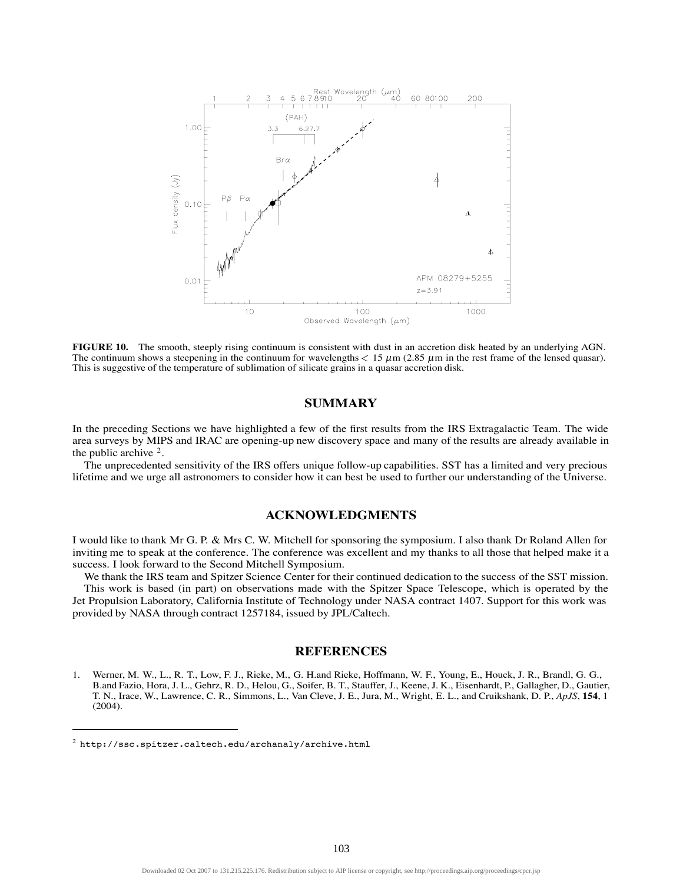**FIGURE 10.** The smooth, steeply rising continuum is consistent with dust in an accretion disk heated by an underlying AGN. The continuum shows a steepening in the continuum for wavelengths < 15 $\mu$m (2.85 $\mu$m in the rest frame of the lensed quasar). This is suggestive of the temperature of sublimation of silicate grains in a quasar accretion disk.

## SUMMARY

In the preceding Sections we have highlighted a few of the first results from the IRS Extragalactic Team. The wide area surveys by MIPS and IRAC are opening-up new discovery space and many of the results are already available in the public archive [2].

The unprecedented sensitivity of the IRS offers unique follow-up capabilities. SST has a limited and very precious lifetime and we urge all astronomers to consider how it can best be used to further our understanding of the Universe.

## ACKNOWLEDGMENTS

I would like to thank Mr G. P. & Mrs C. W. Mitchell for sponsoring the symposium. I also thank Dr Roland Allen for inviting me to speak at the conference. The conference was excellent and my thanks to all those that helped make it a success. I look forward to the Second Mitchell Symposium.

We thank the IRS team and Spitzer Science Center for their continued dedication to the success of the SST mission.

This work is based (in part) on observations made with the Spitzer Space Telescope, which is operated by the Jet Propulsion Laboratory, California Institute of Technology under NASA contract 1407. Support for this work was provided by NASA through contract 1257184, issued by JPL/Caltech.

## REFERENCES

1. Werner, M. W., L., R. T., Low, F. J., Rieke, M., G. H.and Rieke, Hoffmann, W. F., Young, E., Houck, J. R., Brandl, G. G., B.and Fazio, Hora, J. L., Gehrz, R. D., Helou, G., Soifer, B. T., Stauffer, J., Keene, J. K., Eisenhardt, P., Gallagher, D., Gautier, T. N., Irace, W., Lawrence, C. R., Simmons, L., Van Cleve, J. E., Jura, M., Wright, E. L., and Cruikshank, D. P., *ApJS*, **154**, 1 (2004).

[2] http://ssc.spitzer.caltech.edu/archanaly/archive.html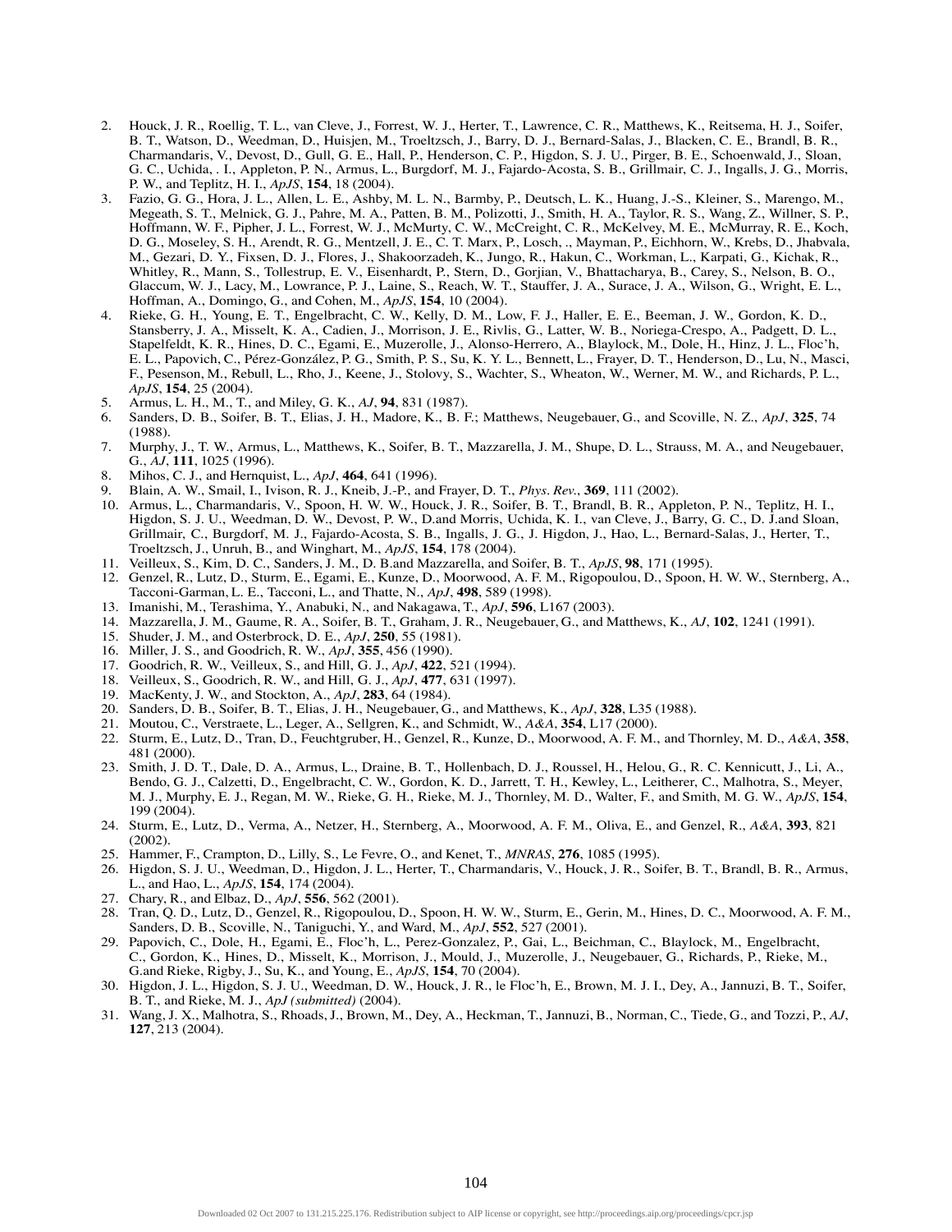2. Houck, J. R., Roellig, T. L., van Cleve, J., Forrest, W. J., Herter, T., Lawrence, C. R., Matthews, K., Reitsema, H. J., Soifer, B. T., Watson, D., Weedman, D., Huisjen, M., Troeltzsch, J., Barry, D. J., Bernard-Salas, J., Blacken, C. E., Brandl, B. R., Charmandaris, V., Devost, D., Gull, G. E., Hall, P., Henderson, C. P., Higdon, S. J. U., Pirger, B. E., Schoenwald, J., Sloan, G. C., Uchida, . I., Appleton, P. N., Armus, L., Burgdorf, M. J., Fajardo-Acosta, S. B., Grillmair, C. J., Ingalls, J. G., Morris, P. W., and Teplitz, H. I., *ApJS*, **154**, 18 (2004).
3. Fazio, G. G., Hora, J. L., Allen, L. E., Ashby, M. L. N., Barmby, P., Deutsch, L. K., Huang, J.-S., Kleiner, S., Marengo, M., Megeath, S. T., Melnick, G. J., Pahre, M. A., Patten, B. M., Polizotti, J., Smith, H. A., Taylor, R. S., Wang, Z., Willner, S. P., Hoffmann, W. F., Pipher, J. L., Forrest, W. J., McMurty, C. W., McCreight, C. R., McKelvey, M. E., McMurray, R. E., Koch, D. G., Moseley, S. H., Arendt, R. G., Mentzell, J. E., C. T. Marx, P., Losch, ., Mayman, P., Eichhorn, W., Krebs, D., Jhabvala, M., Gezari, D. Y., Fixsen, D. J., Flores, J., Shakoorzadeh, K., Jungo, R., Hakun, C., Workman, L., Karpati, G., Kichak, R., Whitley, R., Mann, S., Tollestrup, E. V., Eisenhardt, P., Stern, D., Gorjian, V., Bhattacharya, B., Carey, S., Nelson, B. O., Glaccum, W. J., Lacy, M., Lowrance, P. J., Laine, S., Reach, W. T., Stauffer, J. A., Surace, J. A., Wilson, G., Wright, E. L., Hoffman, A., Domingo, G., and Cohen, M., *ApJS*, **154**, 10 (2004).
4. Rieke, G. H., Young, E. T., Engelbracht, C. W., Kelly, D. M., Low, F. J., Haller, E. E., Beeman, J. W., Gordon, K. D., Stansberry, J. A., Misselt, K. A., Cadien, J., Morrison, J. E., Rivlis, G., Latter, W. B., Noriega-Crespo, A., Padgett, D. L., Stapelfeldt, K. R., Hines, D. C., Egami, E., Muzerolle, J., Alonso-Herrero, A., Blaylock, M., Dole, H., Hinz, J. L., Floc'h, E. L., Papovich, C., Pérez-González, P. G., Smith, P. S., Su, K. Y. L., Bennett, L., Frayer, D. T., Henderson, D., Lu, N., Masci, F., Pesenson, M., Rebull, L., Rho, J., Keene, J., Stolovy, S., Wachter, S., Wheaton, W., Werner, M. W., and Richards, P. L., *ApJS*, **154**, 25 (2004).
5. Armus, L. H., M., T., and Miley, G. K., *AJ*, **94**, 831 (1987).
6. Sanders, D. B., Soifer, B. T., Elias, J. H., Madore, K., B. F.; Matthews, Neugebauer, G., and Scoville, N. Z., *ApJ*, **325**, 74 (1988).
7. Murphy, J., T. W., Armus, L., Matthews, K., Soifer, B. T., Mazzarella, J. M., Shupe, D. L., Strauss, M. A., and Neugebauer, G., *AJ*, **111**, 1025 (1996).
8. Mihos, C. J., and Hernquist, L., *ApJ*, **464**, 641 (1996).
9. Blain, A. W., Smail, I., Ivison, R. J., Kneib, J.-P., and Frayer, D. T., *Phys. Rev.*, **369**, 111 (2002).
10. Armus, L., Charmandaris, V., Spoon, H. W. W., Houck, J. R., Soifer, B. T., Brandl, B. R., Appleton, P. N., Teplitz, H. I., Higdon, S. J. U., Weedman, D. W., Devost, P. W., D.and Morris, Uchida, K. I., van Cleve, J., Barry, G. C., D. J.and Sloan, Grillmair, C., Burgdorf, M. J., Fajardo-Acosta, S. B., Ingalls, J. G., J. Higdon, J., Hao, L., Bernard-Salas, J., Herter, T., Troeltzsch, J., Unruh, B., and Winghart, M., *ApJS*, **154**, 178 (2004).
11. Veilleux, S., Kim, D. C., Sanders, J. M., D. B.and Mazzarella, and Soifer, B. T., *ApJS*, **98**, 171 (1995).
12. Genzel, R., Lutz, D., Sturm, E., Egami, E., Kunze, D., Moorwood, A. F. M., Rigopoulou, D., Spoon, H. W. W., Sternberg, A., Tacconi-Garman, L. E., Tacconi, L., and Thatte, N., *ApJ*, **498**, 589 (1998).
13. Imanishi, M., Terashima, Y., Anabuki, N., and Nakagawa, T., *ApJ*, **596**, L167 (2003).
14. Mazzarella, J. M., Gaume, R. A., Soifer, B. T., Graham, J. R., Neugebauer, G., and Matthews, K., *AJ*, **102**, 1241 (1991).
15. Shuder, J. M., and Osterbrock, D. E., *ApJ*, **250**, 55 (1981).
16. Miller, J. S., and Goodrich, R. W., *ApJ*, **355**, 456 (1990).
17. Goodrich, R. W., Veilleux, S., and Hill, G. J., *ApJ*, **422**, 521 (1994).
18. Veilleux, S., Goodrich, R. W., and Hill, G. J., *ApJ*, **477**, 631 (1997).
19. MacKenty, J. W., and Stockton, A., *ApJ*, **283**, 64 (1984).
20. Sanders, D. B., Soifer, B. T., Elias, J. H., Neugebauer, G., and Matthews, K., *ApJ*, **328**, L35 (1988).
21. Moutou, C., Verstraete, L., Leger, A., Sellgren, K., and Schmidt, W., *A&A*, **354**, L17 (2000).
22. Sturm, E., Lutz, D., Tran, D., Feuchtgruber, H., Genzel, R., Kunze, D., Moorwood, A. F. M., and Thornley, M. D., *A&A*, **358**, 481 (2000).
23. Smith, J. D. T., Dale, D. A., Armus, L., Draine, B. T., Hollenbach, D. J., Roussel, H., Helou, G., R. C. Kennicutt, J., Li, A., Bendo, G. J., Calzetti, D., Engelbracht, C. W., Gordon, K. D., Jarrett, T. H., Kewley, L., Leitherer, C., Malhotra, S., Meyer, M. J., Murphy, E. J., Regan, M. W., Rieke, G. H., Rieke, M. J., Thornley, M. D., Walter, F., and Smith, M. G. W., *ApJS*, **154**, 199 (2004).
24. Sturm, E., Lutz, D., Verma, A., Netzer, H., Sternberg, A., Moorwood, A. F. M., Oliva, E., and Genzel, R., *A&A*, **393**, 821 (2002).
25. Hammer, F., Crampton, D., Lilly, S., Le Fevre, O., and Kenet, T., *MNRAS*, **276**, 1085 (1995).
26. Higdon, S. J. U., Weedman, D., Higdon, J. L., Herter, T., Charmandaris, V., Houck, J. R., Soifer, B. T., Brandl, B. R., Armus, L., and Hao, L., *ApJS*, **154**, 174 (2004).
27. Chary, R., and Elbaz, D., *ApJ*, **556**, 562 (2001).
28. Tran, Q. D., Lutz, D., Genzel, R., Rigopoulou, D., Spoon, H. W. W., Sturm, E., Gerin, M., Hines, D. C., Moorwood, A. F. M., Sanders, D. B., Scoville, N., Taniguchi, Y., and Ward, M., *ApJ*, **552**, 527 (2001).
29. Papovich, C., Dole, H., Egami, E., Floc'h, L., Perez-Gonzalez, P., Gai, L., Beichman, C., Blaylock, M., Engelbracht, C., Gordon, K., Hines, D., Misselt, K., Morrison, J., Mould, J., Muzerolle, J., Neugebauer, G., Richards, P., Rieke, M., G.and Rieke, Rigby, J., Su, K., and Young, E., *ApJS*, **154**, 70 (2004).
30. Higdon, J. L., Higdon, S. J. U., Weedman, D. W., Houck, J. R., le Floc'h, E., Brown, M. J. I., Dey, A., Jannuzi, B. T., Soifer, B. T., and Rieke, M. J., *ApJ (submitted)* (2004).
31. Wang, J. X., Malhotra, S., Rhoads, J., Brown, M., Dey, A., Heckman, T., Jannuzi, B., Norman, C., Tiede, G., and Tozzi, P., *AJ*, **127**, 213 (2004).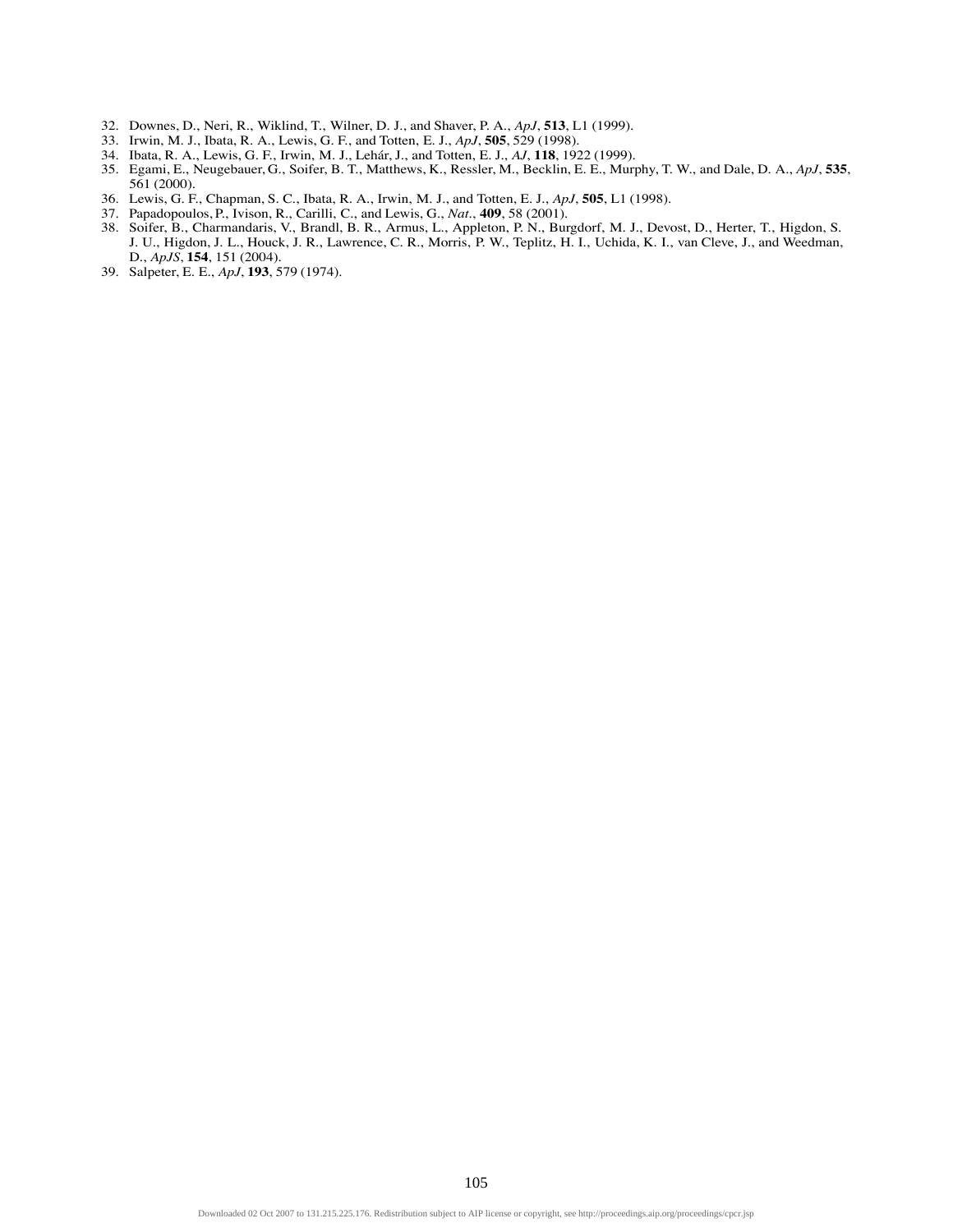32. Downes, D., Neri, R., Wiklind, T., Wilner, D. J., and Shaver, P. A., *ApJ*, **513**, L1 (1999).
33. Irwin, M. J., Ibata, R. A., Lewis, G. F., and Totten, E. J., *ApJ*, **505**, 529 (1998).
34. Ibata, R. A., Lewis, G. F., Irwin, M. J., Lehár, J., and Totten, E. J., *AJ*, **118**, 1922 (1999).
35. Egami, E., Neugebauer, G., Soifer, B. T., Matthews, K., Ressler, M., Becklin, E. E., Murphy, T. W., and Dale, D. A., *ApJ*, **535**, 561 (2000).
36. Lewis, G. F., Chapman, S. C., Ibata, R. A., Irwin, M. J., and Totten, E. J., *ApJ*, **505**, L1 (1998).
37. Papadopoulos, P., Ivison, R., Carilli, C., and Lewis, G., *Nat.*, **409**, 58 (2001).
38. Soifer, B., Charmandaris, V., Brandl, B. R., Armus, L., Appleton, P. N., Burgdorf, M. J., Devost, D., Herter, T., Higdon, S. J. U., Higdon, J. L., Houck, J. R., Lawrence, C. R., Morris, P. W., Teplitz, H. I., Uchida, K. I., van Cleve, J., and Weedman, D., *ApJS*, **154**, 151 (2004).
39. Salpeter, E. E., *ApJ*, **193**, 579 (1974).